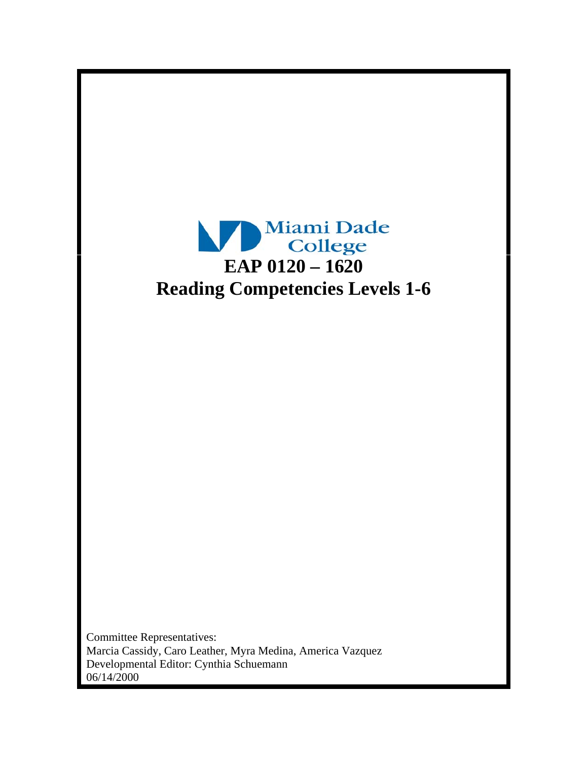Miami Dade College

# EAP 0120 – 1620

# Reading Competencies Levels 1-6

Committee Representatives:
Marcia Cassidy, Caro Leather, Myra Medina, America Vazquez
Developmental Editor: Cynthia Schuemann
06/14/2000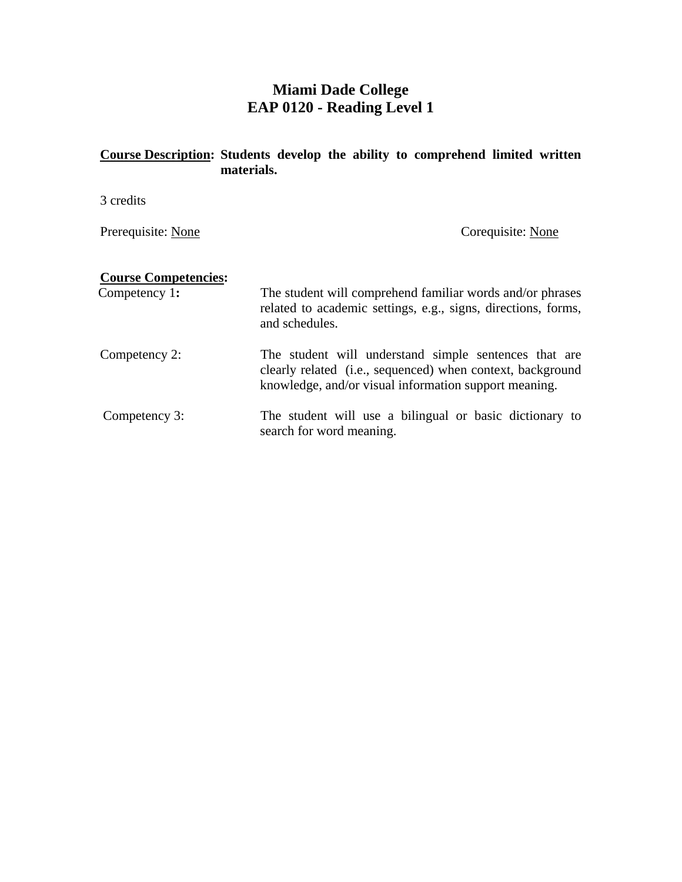# Miami Dade College
## EAP 0120 - Reading Level 1

**Course Description: Students develop the ability to comprehend limited written materials.**

3 credits

Prerequisite: None

Corequisite: None

**Course Competencies:**

Competency 1: The student will comprehend familiar words and/or phrases related to academic settings, e.g., signs, directions, forms, and schedules.

Competency 2: The student will understand simple sentences that are clearly related (i.e., sequenced) when context, background knowledge, and/or visual information support meaning.

Competency 3: The student will use a bilingual or basic dictionary to search for word meaning.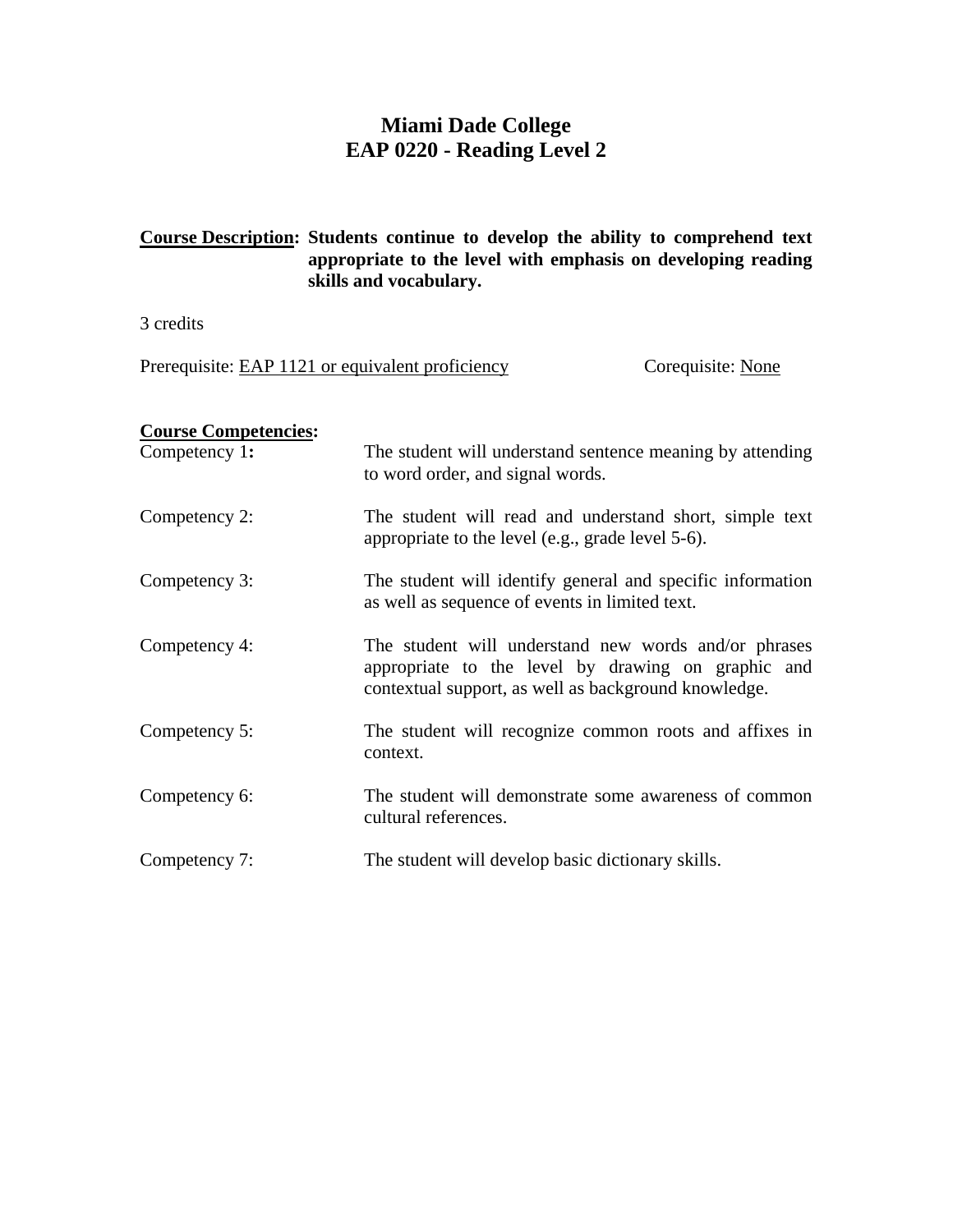# Miami Dade College
# EAP 0220 - Reading Level 2

**Course Description: Students continue to develop the ability to comprehend text appropriate to the level with emphasis on developing reading skills and vocabulary.**

3 credits

Prerequisite: EAP 1121 or equivalent proficiency    Corequisite: None

**Course Competencies:**

Competency 1: The student will understand sentence meaning by attending to word order, and signal words.

Competency 2: The student will read and understand short, simple text appropriate to the level (e.g., grade level 5-6).

Competency 3: The student will identify general and specific information as well as sequence of events in limited text.

Competency 4: The student will understand new words and/or phrases appropriate to the level by drawing on graphic and contextual support, as well as background knowledge.

Competency 5: The student will recognize common roots and affixes in context.

Competency 6: The student will demonstrate some awareness of common cultural references.

Competency 7: The student will develop basic dictionary skills.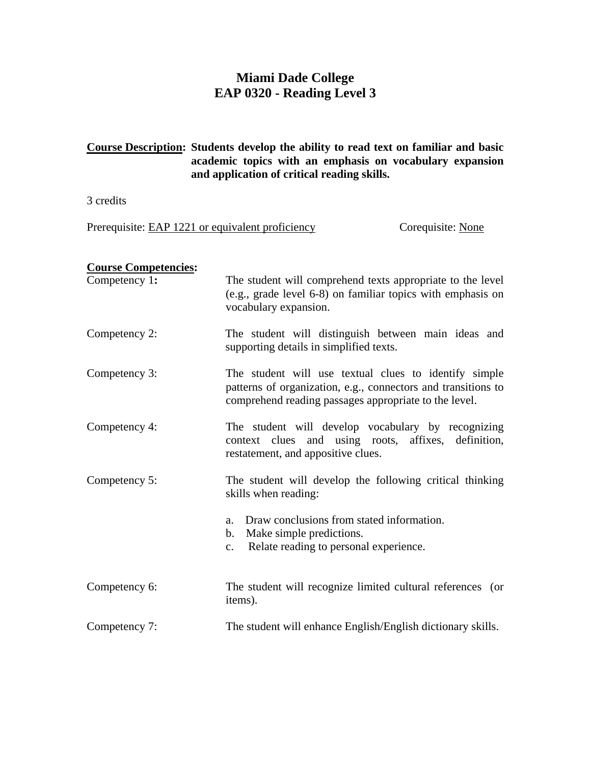# Miami Dade College
# EAP 0320 - Reading Level 3

**Course Description: Students develop the ability to read text on familiar and basic academic topics with an emphasis on vocabulary expansion and application of critical reading skills.**

3 credits

Prerequisite: EAP 1221 or equivalent proficiency Corequisite: None

**Course Competencies:**

Competency 1: The student will comprehend texts appropriate to the level (e.g., grade level 6-8) on familiar topics with emphasis on vocabulary expansion.

Competency 2: The student will distinguish between main ideas and supporting details in simplified texts.

Competency 3: The student will use textual clues to identify simple patterns of organization, e.g., connectors and transitions to comprehend reading passages appropriate to the level.

Competency 4: The student will develop vocabulary by recognizing context clues and using roots, affixes, definition, restatement, and appositive clues.

Competency 5: The student will develop the following critical thinking skills when reading:

a. Draw conclusions from stated information.
b. Make simple predictions.
c. Relate reading to personal experience.

Competency 6: The student will recognize limited cultural references (or items).

Competency 7: The student will enhance English/English dictionary skills.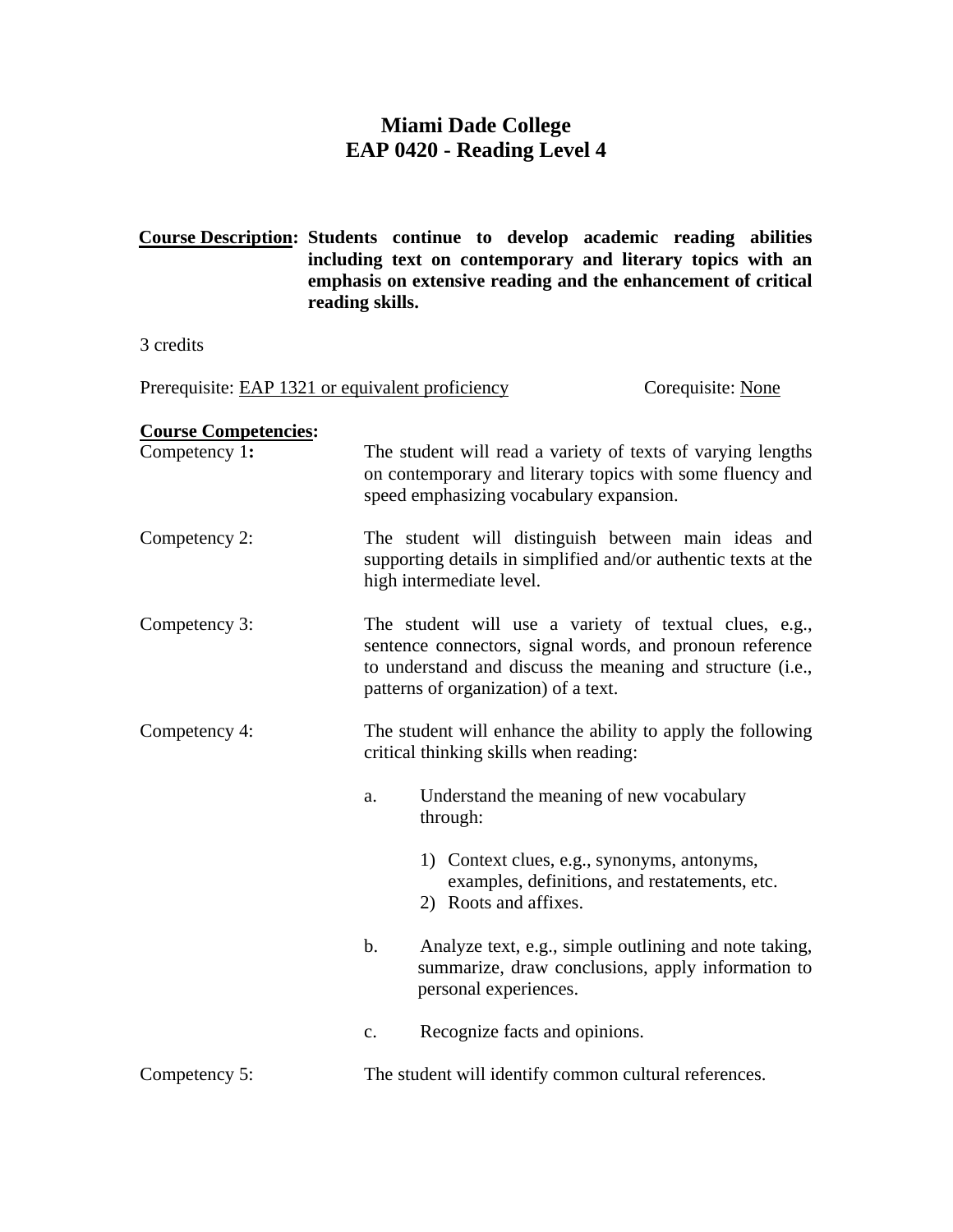# Miami Dade College
## EAP 0420 - Reading Level 4

**Course Description:** **Students continue to develop academic reading abilities including text on contemporary and literary topics with an emphasis on extensive reading and the enhancement of critical reading skills.**

3 credits

Prerequisite: EAP 1321 or equivalent proficiency    Corequisite: None

**Course Competencies:**

Competency 1**:** The student will read a variety of texts of varying lengths on contemporary and literary topics with some fluency and speed emphasizing vocabulary expansion.

Competency 2: The student will distinguish between main ideas and supporting details in simplified and/or authentic texts at the high intermediate level.

Competency 3: The student will use a variety of textual clues, e.g., sentence connectors, signal words, and pronoun reference to understand and discuss the meaning and structure (i.e., patterns of organization) of a text.

Competency 4: The student will enhance the ability to apply the following critical thinking skills when reading:

a. Understand the meaning of new vocabulary through:

   1) Context clues, e.g., synonyms, antonyms, examples, definitions, and restatements, etc.
   2) Roots and affixes.

b. Analyze text, e.g., simple outlining and note taking, summarize, draw conclusions, apply information to personal experiences.

c. Recognize facts and opinions.

Competency 5: The student will identify common cultural references.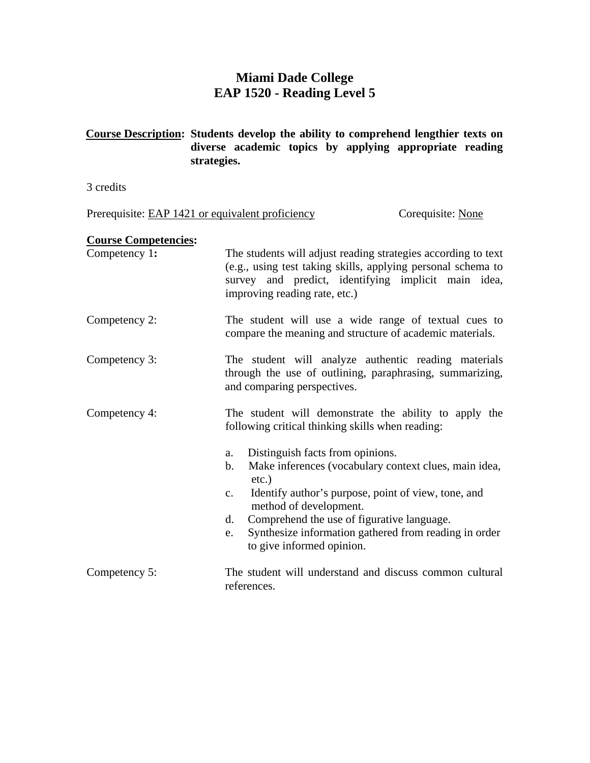# Miami Dade College
# EAP 1520 - Reading Level 5

**<u>Course Description</u>: Students develop the ability to comprehend lengthier texts on diverse academic topics by applying appropriate reading strategies.**

3 credits

Prerequisite: <u>EAP 1421 or equivalent proficiency</u> Corequisite: <u>None</u>

**<u>Course Competencies</u>:**

Competency 1**:** The students will adjust reading strategies according to text (e.g., using test taking skills, applying personal schema to survey and predict, identifying implicit main idea, improving reading rate, etc.)

Competency 2: The student will use a wide range of textual cues to compare the meaning and structure of academic materials.

Competency 3: The student will analyze authentic reading materials through the use of outlining, paraphrasing, summarizing, and comparing perspectives.

Competency 4: The student will demonstrate the ability to apply the following critical thinking skills when reading:

a. Distinguish facts from opinions.
b. Make inferences (vocabulary context clues, main idea, etc.)
c. Identify author's purpose, point of view, tone, and method of development.
d. Comprehend the use of figurative language.
e. Synthesize information gathered from reading in order to give informed opinion.

Competency 5: The student will understand and discuss common cultural references.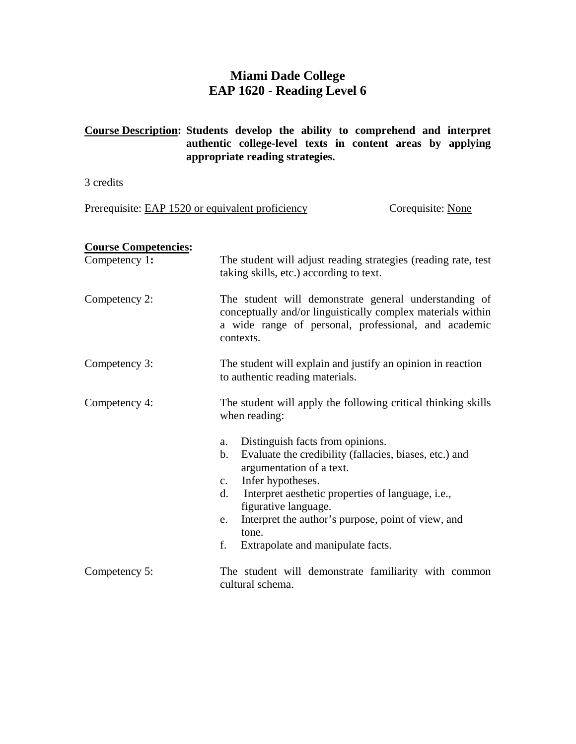# Miami Dade College
# EAP 1620 - Reading Level 6

**Course Description:** **Students develop the ability to comprehend and interpret authentic college-level texts in content areas by applying appropriate reading strategies.**

3 credits

Prerequisite: EAP 1520 or equivalent proficiency Corequisite: None

**Course Competencies:**

Competency 1**:** The student will adjust reading strategies (reading rate, test taking skills, etc.) according to text.

Competency 2: The student will demonstrate general understanding of conceptually and/or linguistically complex materials within a wide range of personal, professional, and academic contexts.

Competency 3: The student will explain and justify an opinion in reaction to authentic reading materials.

Competency 4: The student will apply the following critical thinking skills when reading:

a. Distinguish facts from opinions.
b. Evaluate the credibility (fallacies, biases, etc.) and argumentation of a text.
c. Infer hypotheses.
d. Interpret aesthetic properties of language, i.e., figurative language.
e. Interpret the author's purpose, point of view, and tone.
f. Extrapolate and manipulate facts.

Competency 5: The student will demonstrate familiarity with common cultural schema.